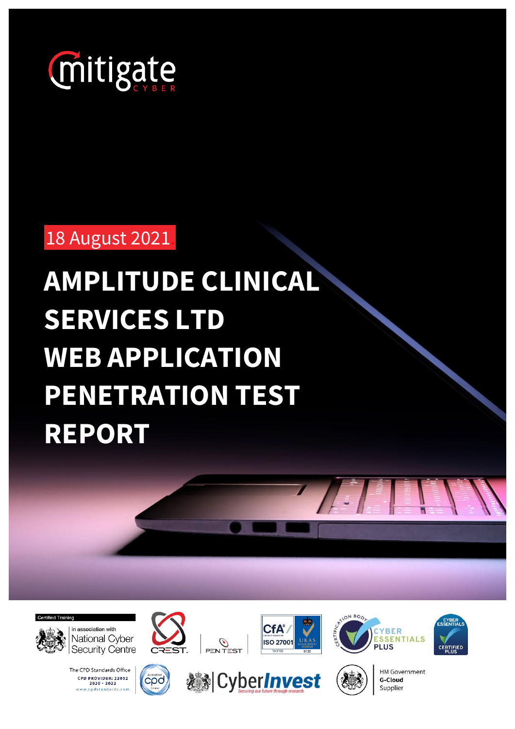mitigate CYBER

18 August 2021

# AMPLITUDE CLINICAL SERVICES LTD WEB APPLICATION PENETRATION TEST REPORT

Certified Training

in association with National Cyber Security Centre

CREST.

PEN TEST

CfA ISO 27001 UKAS MANAGEMENT SYSTEMS

CERTIFICATION BODY CYBER ESSENTIALS PLUS

CYBER ESSENTIALS CERTIFIED PLUS

The CPD Standards Office CPD PROVIDER: 22052 2020 - 2022 www.cpdstandards.com

Accredited cpd Course

CyberInvest Securing our future through research

HM Government G-Cloud Supplier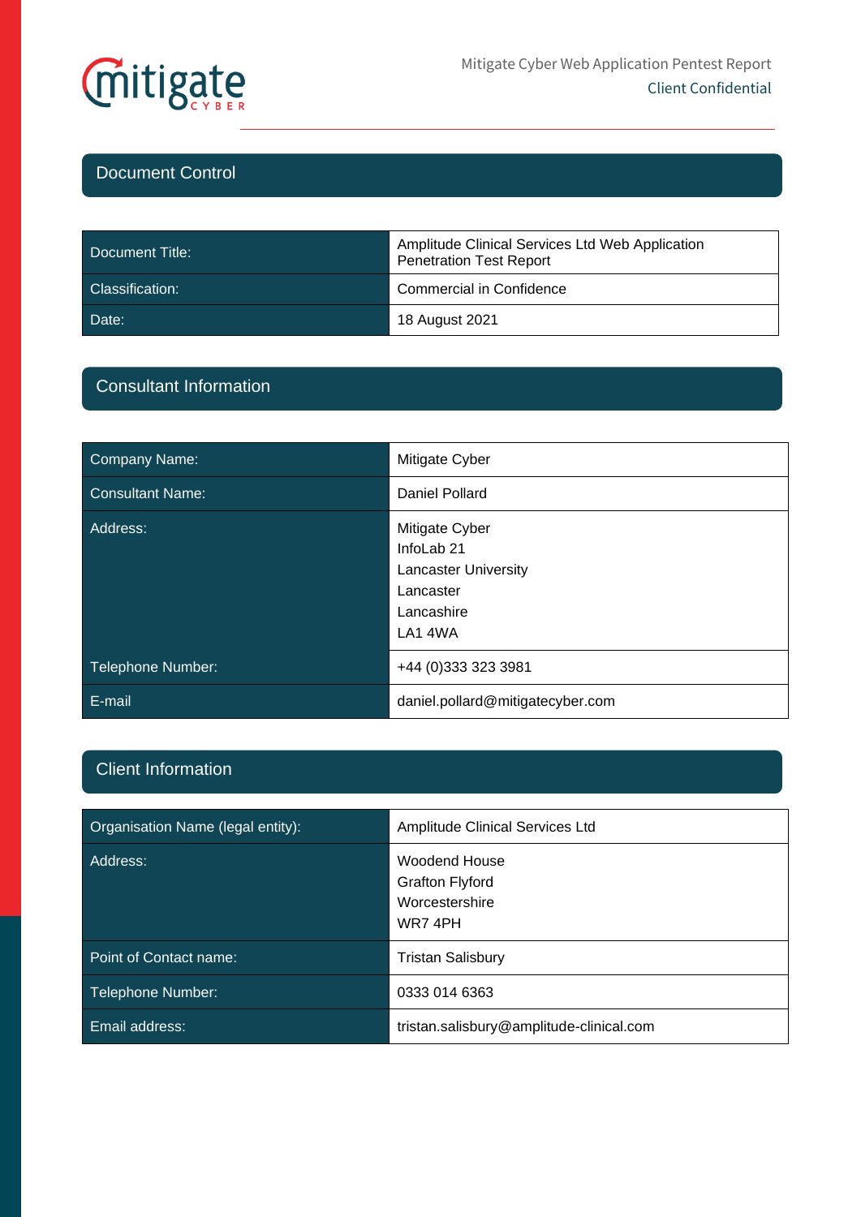## Document Control

| | |
|---|---|
| Document Title: | Amplitude Clinical Services Ltd Web Application Penetration Test Report |
| Classification: | Commercial in Confidence |
| Date: | 18 August 2021 |

## Consultant Information

| | |
|---|---|
| Company Name: | Mitigate Cyber |
| Consultant Name: | Daniel Pollard |
| Address: | Mitigate Cyber<br>InfoLab 21<br>Lancaster University<br>Lancaster<br>Lancashire<br>LA1 4WA |
| Telephone Number: | +44 (0)333 323 3981 |
| E-mail | daniel.pollard@mitigatecyber.com |

## Client Information

| | |
|---|---|
| Organisation Name (legal entity): | Amplitude Clinical Services Ltd |
| Address: | Woodend House<br>Grafton Flyford<br>Worcestershire<br>WR7 4PH |
| Point of Contact name: | Tristan Salisbury |
| Telephone Number: | 0333 014 6363 |
| Email address: | tristan.salisbury@amplitude-clinical.com |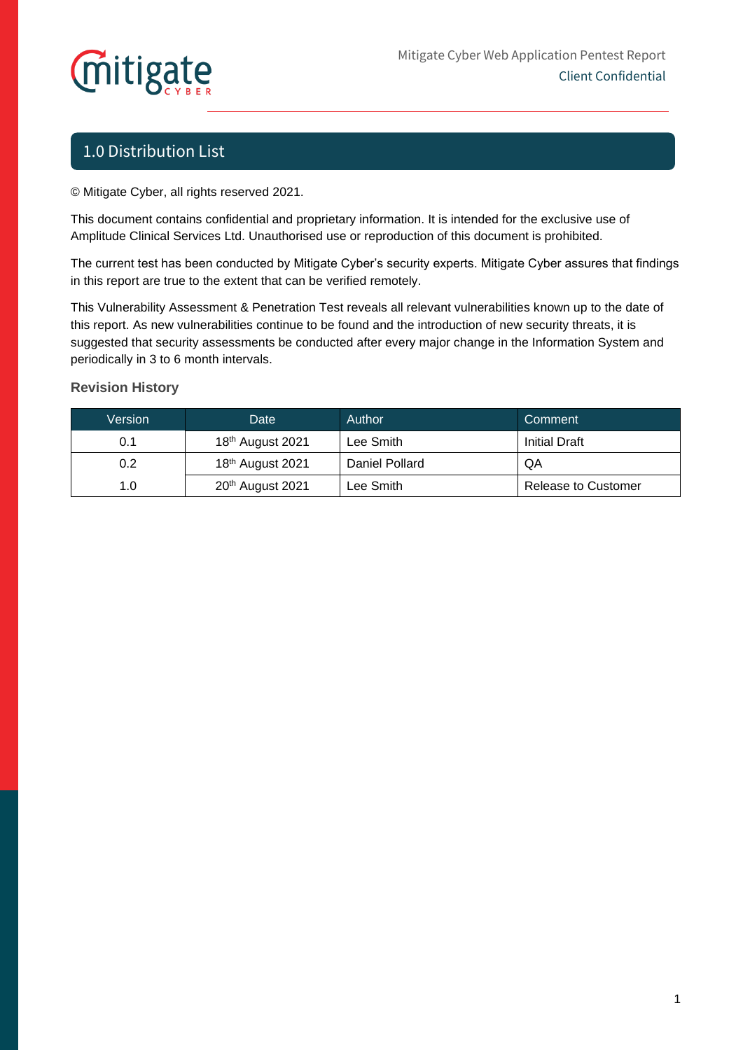## 1.0 Distribution List

© Mitigate Cyber, all rights reserved 2021.

This document contains confidential and proprietary information. It is intended for the exclusive use of Amplitude Clinical Services Ltd. Unauthorised use or reproduction of this document is prohibited.

The current test has been conducted by Mitigate Cyber's security experts. Mitigate Cyber assures that findings in this report are true to the extent that can be verified remotely.

This Vulnerability Assessment & Penetration Test reveals all relevant vulnerabilities known up to the date of this report. As new vulnerabilities continue to be found and the introduction of new security threats, it is suggested that security assessments be conducted after every major change in the Information System and periodically in 3 to 6 month intervals.

### Revision History

| Version | Date | Author | Comment |
|---|---|---|---|
| 0.1 | 18th August 2021 | Lee Smith | Initial Draft |
| 0.2 | 18th August 2021 | Daniel Pollard | QA |
| 1.0 | 20th August 2021 | Lee Smith | Release to Customer |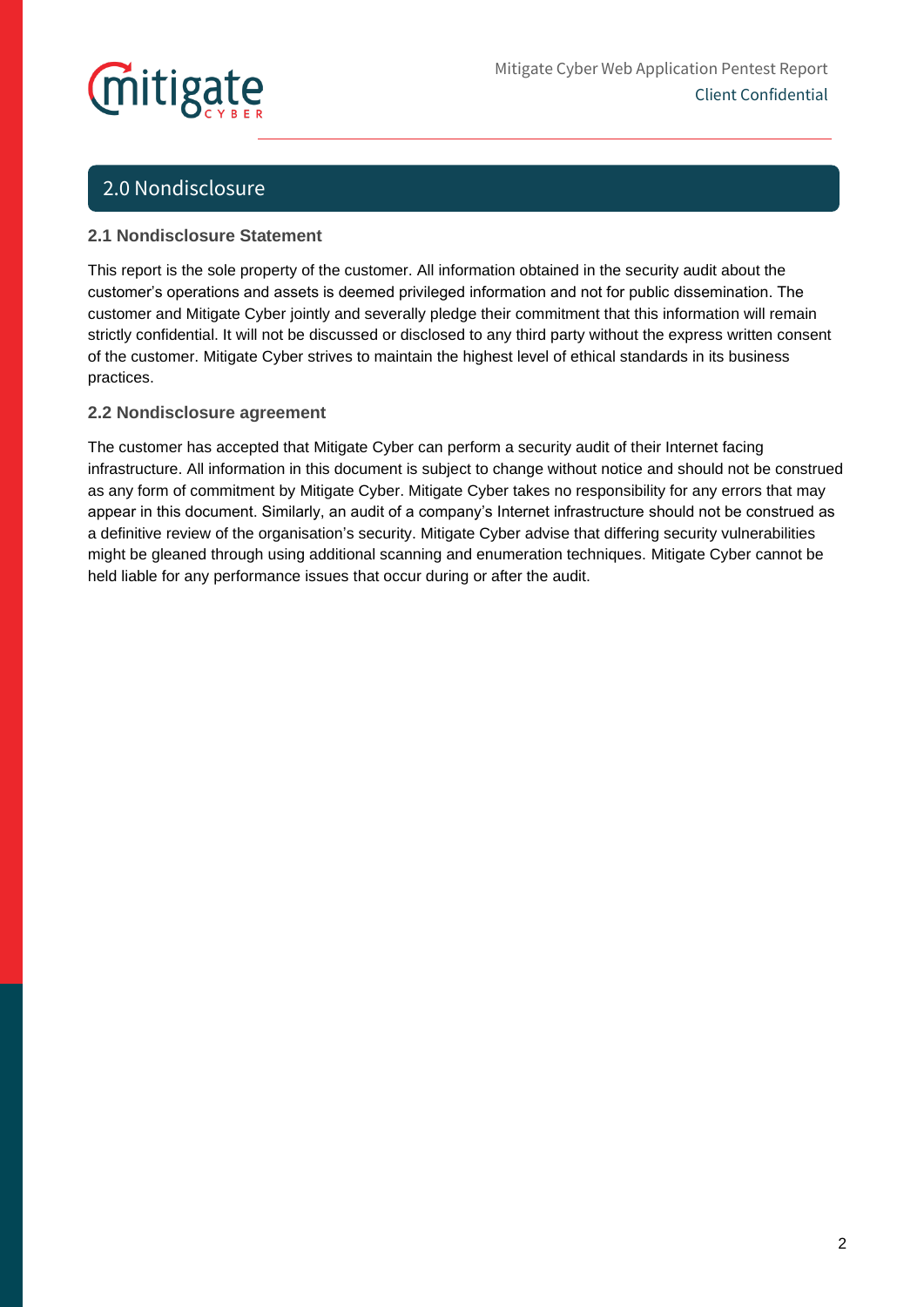## 2.0 Nondisclosure

### 2.1 Nondisclosure Statement

This report is the sole property of the customer. All information obtained in the security audit about the customer's operations and assets is deemed privileged information and not for public dissemination. The customer and Mitigate Cyber jointly and severally pledge their commitment that this information will remain strictly confidential. It will not be discussed or disclosed to any third party without the express written consent of the customer. Mitigate Cyber strives to maintain the highest level of ethical standards in its business practices.

### 2.2 Nondisclosure agreement

The customer has accepted that Mitigate Cyber can perform a security audit of their Internet facing infrastructure. All information in this document is subject to change without notice and should not be construed as any form of commitment by Mitigate Cyber. Mitigate Cyber takes no responsibility for any errors that may appear in this document. Similarly, an audit of a company's Internet infrastructure should not be construed as a definitive review of the organisation's security. Mitigate Cyber advise that differing security vulnerabilities might be gleaned through using additional scanning and enumeration techniques. Mitigate Cyber cannot be held liable for any performance issues that occur during or after the audit.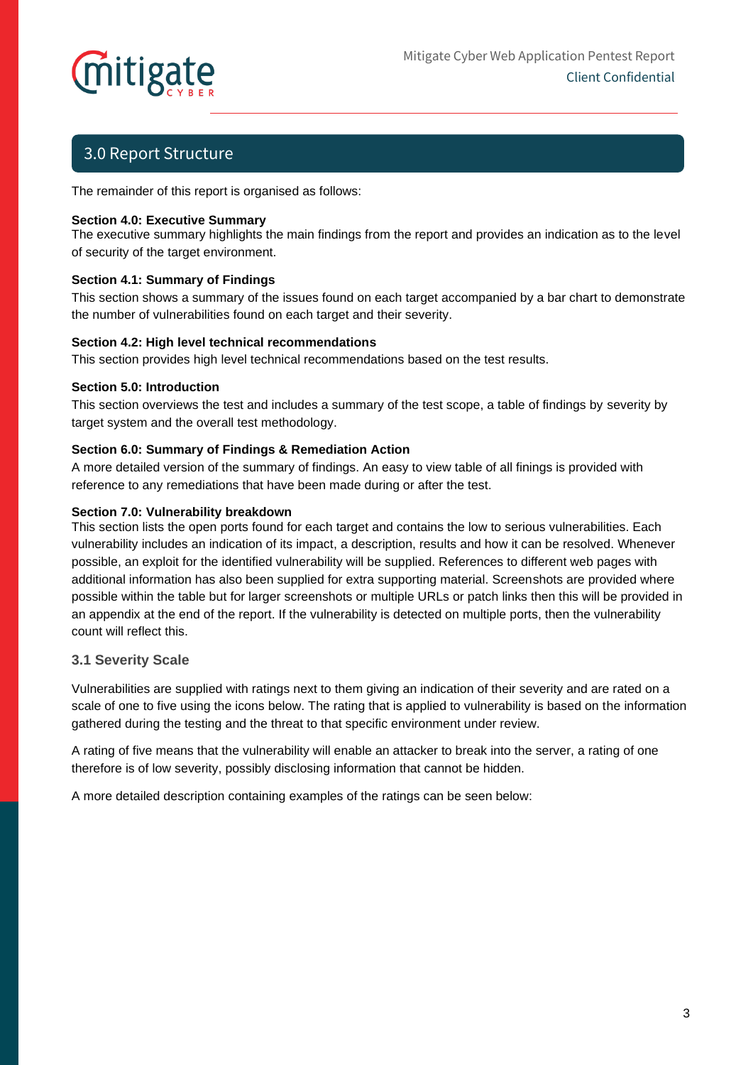## 3.0 Report Structure

The remainder of this report is organised as follows:

**Section 4.0: Executive Summary**
The executive summary highlights the main findings from the report and provides an indication as to the level of security of the target environment.

**Section 4.1: Summary of Findings**
This section shows a summary of the issues found on each target accompanied by a bar chart to demonstrate the number of vulnerabilities found on each target and their severity.

**Section 4.2: High level technical recommendations**
This section provides high level technical recommendations based on the test results.

**Section 5.0: Introduction**
This section overviews the test and includes a summary of the test scope, a table of findings by severity by target system and the overall test methodology.

**Section 6.0: Summary of Findings & Remediation Action**
A more detailed version of the summary of findings. An easy to view table of all finings is provided with reference to any remediations that have been made during or after the test.

**Section 7.0: Vulnerability breakdown**
This section lists the open ports found for each target and contains the low to serious vulnerabilities. Each vulnerability includes an indication of its impact, a description, results and how it can be resolved. Whenever possible, an exploit for the identified vulnerability will be supplied. References to different web pages with additional information has also been supplied for extra supporting material. Screenshots are provided where possible within the table but for larger screenshots or multiple URLs or patch links then this will be provided in an appendix at the end of the report. If the vulnerability is detected on multiple ports, then the vulnerability count will reflect this.

### 3.1 Severity Scale

Vulnerabilities are supplied with ratings next to them giving an indication of their severity and are rated on a scale of one to five using the icons below. The rating that is applied to vulnerability is based on the information gathered during the testing and the threat to that specific environment under review.

A rating of five means that the vulnerability will enable an attacker to break into the server, a rating of one therefore is of low severity, possibly disclosing information that cannot be hidden.

A more detailed description containing examples of the ratings can be seen below: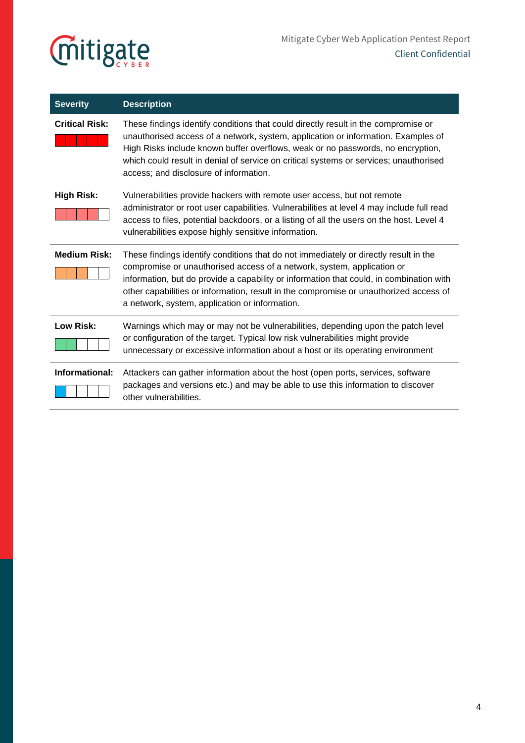| Severity | Description |
| --- | --- |
| **Critical Risk:** | These findings identify conditions that could directly result in the compromise or unauthorised access of a network, system, application or information. Examples of High Risks include known buffer overflows, weak or no passwords, no encryption, which could result in denial of service on critical systems or services; unauthorised access; and disclosure of information. |
| **High Risk:** | Vulnerabilities provide hackers with remote user access, but not remote administrator or root user capabilities. Vulnerabilities at level 4 may include full read access to files, potential backdoors, or a listing of all the users on the host. Level 4 vulnerabilities expose highly sensitive information. |
| **Medium Risk:** | These findings identify conditions that do not immediately or directly result in the compromise or unauthorised access of a network, system, application or information, but do provide a capability or information that could, in combination with other capabilities or information, result in the compromise or unauthorized access of a network, system, application or information. |
| **Low Risk:** | Warnings which may or may not be vulnerabilities, depending upon the patch level or configuration of the target. Typical low risk vulnerabilities might provide unnecessary or excessive information about a host or its operating environment |
| **Informational:** | Attackers can gather information about the host (open ports, services, software packages and versions etc.) and may be able to use this information to discover other vulnerabilities. |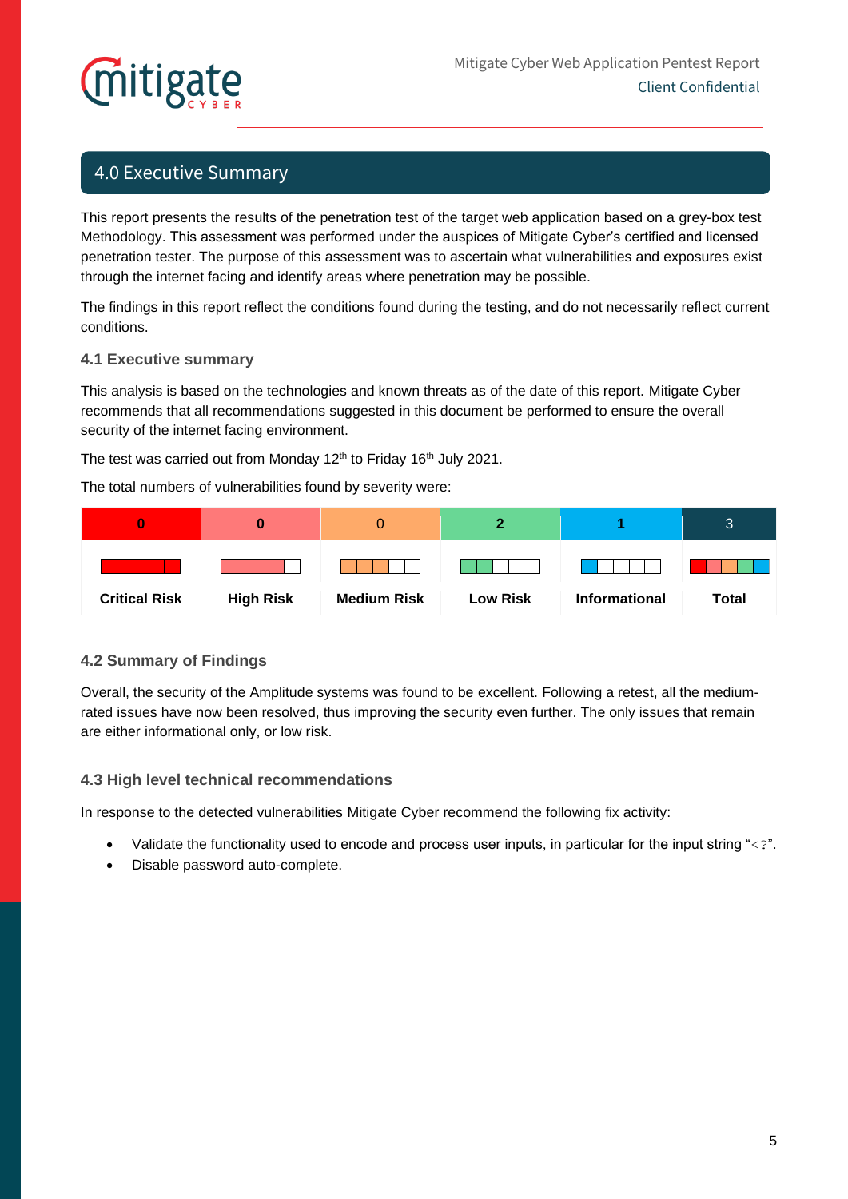## 4.0 Executive Summary

This report presents the results of the penetration test of the target web application based on a grey-box test Methodology. This assessment was performed under the auspices of Mitigate Cyber's certified and licensed penetration tester. The purpose of this assessment was to ascertain what vulnerabilities and exposures exist through the internet facing and identify areas where penetration may be possible.

The findings in this report reflect the conditions found during the testing, and do not necessarily reflect current conditions.

### 4.1 Executive summary

This analysis is based on the technologies and known threats as of the date of this report. Mitigate Cyber recommends that all recommendations suggested in this document be performed to ensure the overall security of the internet facing environment.

The test was carried out from Monday 12th to Friday 16th July 2021.

The total numbers of vulnerabilities found by severity were:

| 0 | 0 | 0 | 2 | 1 | 3 |
|---|---|---|---|---|---|
| **Critical Risk** | **High Risk** | **Medium Risk** | **Low Risk** | **Informational** | **Total** |

### 4.2 Summary of Findings

Overall, the security of the Amplitude systems was found to be excellent. Following a retest, all the medium-rated issues have now been resolved, thus improving the security even further. The only issues that remain are either informational only, or low risk.

### 4.3 High level technical recommendations

In response to the detected vulnerabilities Mitigate Cyber recommend the following fix activity:

- Validate the functionality used to encode and process user inputs, in particular for the input string "<?".
- Disable password auto-complete.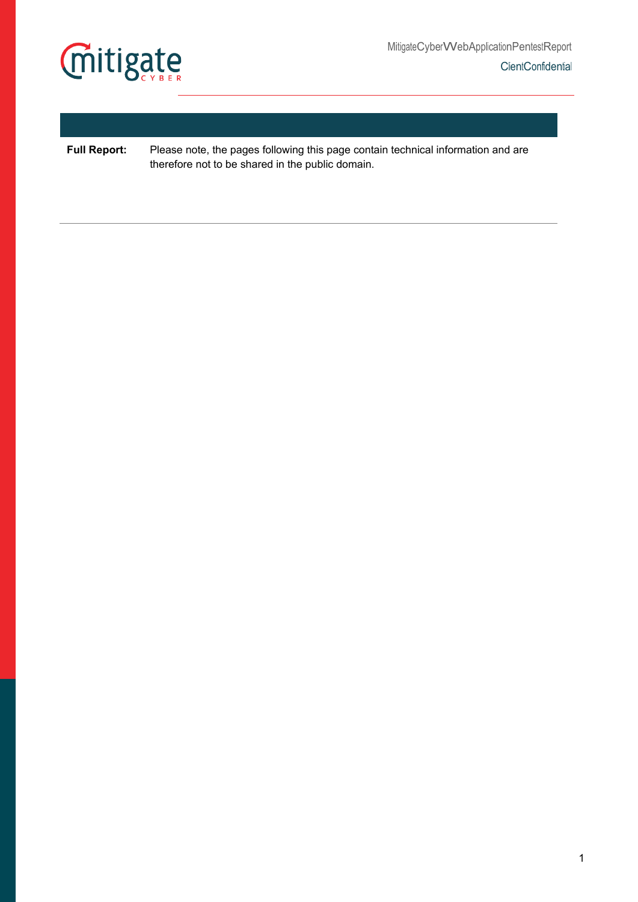**Full Report:** Please note, the pages following this page contain technical information and are therefore not to be shared in the public domain.